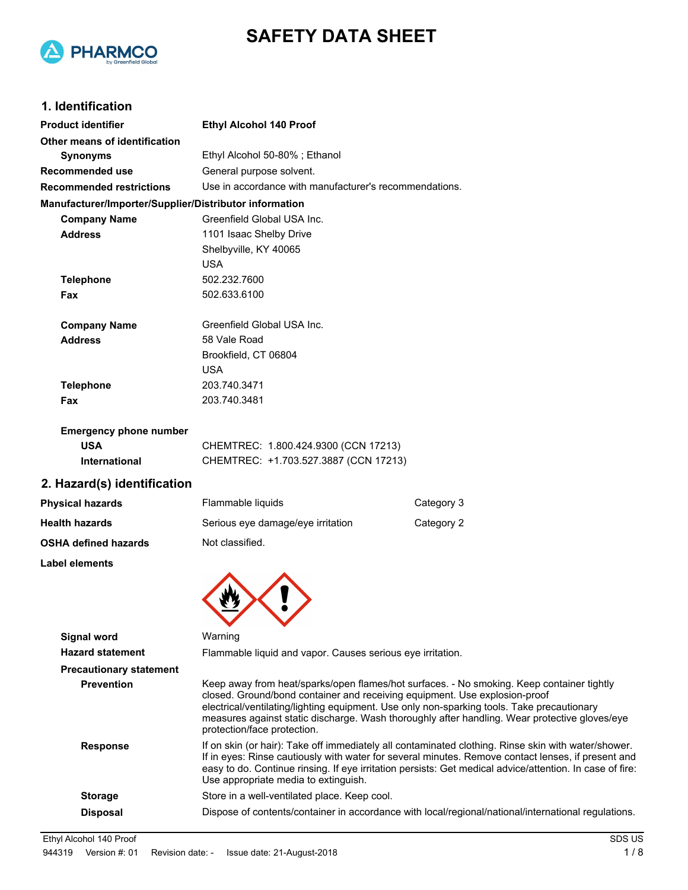# SAFETY DATA SHEET

## 1. Identification

| | |
|---|---|
| **Product identifier** | **Ethyl Alcohol 140 Proof** |
| **Other means of identification** | |
| **Synonyms** | Ethyl Alcohol 50-80% ; Ethanol |
| **Recommended use** | General purpose solvent. |
| **Recommended restrictions** | Use in accordance with manufacturer's recommendations. |

**Manufacturer/Importer/Supplier/Distributor information**

| | |
|---|---|
| **Company Name** | Greenfield Global USA Inc. |
| **Address** | 1101 Isaac Shelby Drive<br>Shelbyville, KY 40065<br>USA |
| **Telephone** | 502.232.7600 |
| **Fax** | 502.633.6100 |
| **Company Name** | Greenfield Global USA Inc. |
| **Address** | 58 Vale Road<br>Brookfield, CT 06804<br>USA |
| **Telephone** | 203.740.3471 |
| **Fax** | 203.740.3481 |

**Emergency phone number**

| | |
|---|---|
| **USA** | CHEMTREC: 1.800.424.9300 (CCN 17213) |
| **International** | CHEMTREC: +1.703.527.3887 (CCN 17213) |

## 2. Hazard(s) identification

| | | |
|---|---|---|
| **Physical hazards** | Flammable liquids | Category 3 |
| **Health hazards** | Serious eye damage/eye irritation | Category 2 |
| **OSHA defined hazards** | Not classified. | |

**Label elements**

| | |
|---|---|
| **Signal word** | Warning |
| **Hazard statement** | Flammable liquid and vapor. Causes serious eye irritation. |

**Precautionary statement**

| | |
|---|---|
| **Prevention** | Keep away from heat/sparks/open flames/hot surfaces. - No smoking. Keep container tightly closed. Ground/bond container and receiving equipment. Use explosion-proof electrical/ventilating/lighting equipment. Use only non-sparking tools. Take precautionary measures against static discharge. Wash thoroughly after handling. Wear protective gloves/eye protection/face protection. |
| **Response** | If on skin (or hair): Take off immediately all contaminated clothing. Rinse skin with water/shower. If in eyes: Rinse cautiously with water for several minutes. Remove contact lenses, if present and easy to do. Continue rinsing. If eye irritation persists: Get medical advice/attention. In case of fire: Use appropriate media to extinguish. |
| **Storage** | Store in a well-ventilated place. Keep cool. |
| **Disposal** | Dispose of contents/container in accordance with local/regional/national/international regulations. |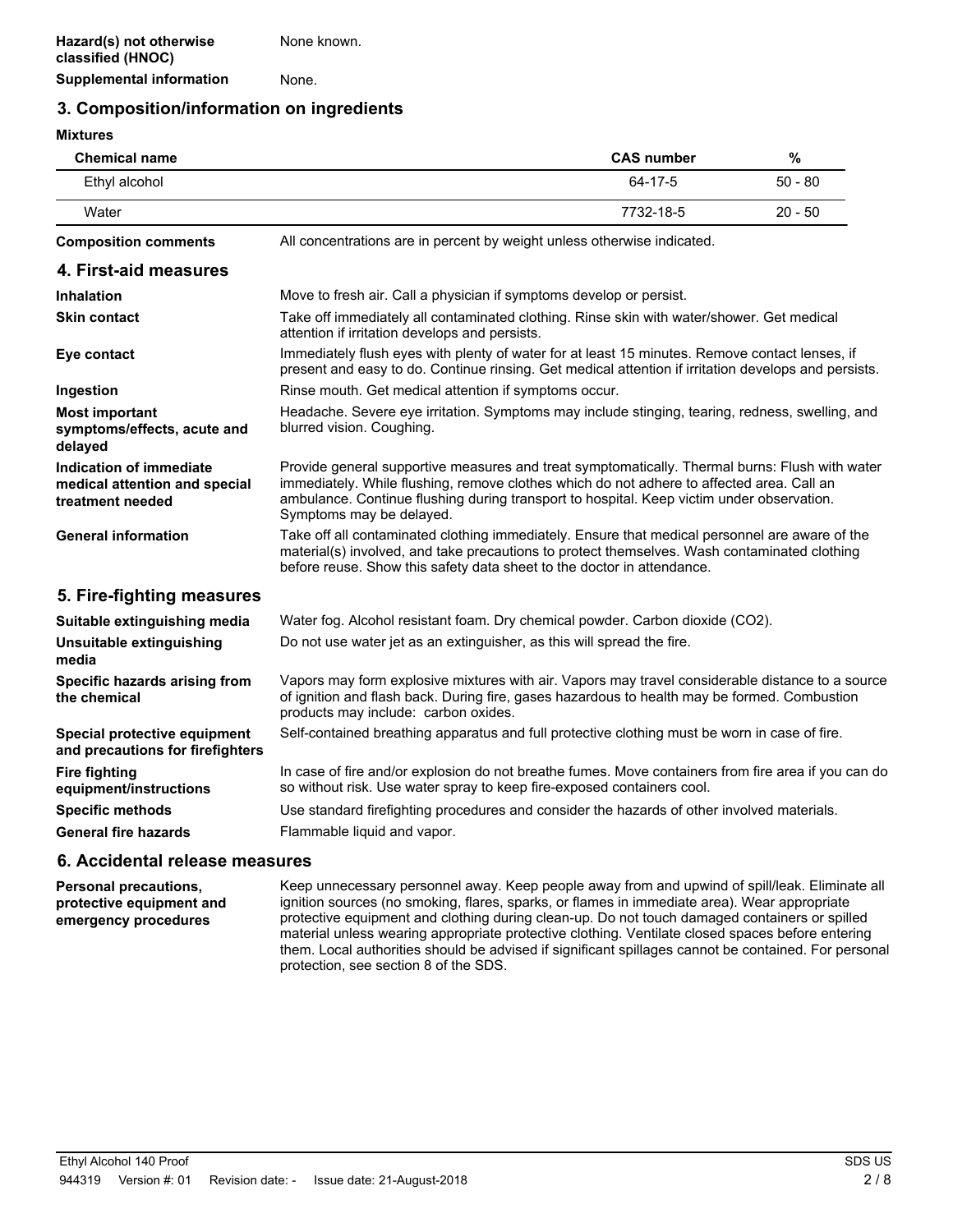**Hazard(s) not otherwise classified (HNOC)** None known.

**Supplemental information** None.

## 3. Composition/information on ingredients

**Mixtures**

| Chemical name | CAS number | % |
|---|---|---|
| Ethyl alcohol | 64-17-5 | 50 - 80 |
| Water | 7732-18-5 | 20 - 50 |

**Composition comments** All concentrations are in percent by weight unless otherwise indicated.

## 4. First-aid measures

**Inhalation** Move to fresh air. Call a physician if symptoms develop or persist.

**Skin contact** Take off immediately all contaminated clothing. Rinse skin with water/shower. Get medical attention if irritation develops and persists.

**Eye contact** Immediately flush eyes with plenty of water for at least 15 minutes. Remove contact lenses, if present and easy to do. Continue rinsing. Get medical attention if irritation develops and persists.

**Ingestion** Rinse mouth. Get medical attention if symptoms occur.

**Most important symptoms/effects, acute and delayed** Headache. Severe eye irritation. Symptoms may include stinging, tearing, redness, swelling, and blurred vision. Coughing.

**Indication of immediate medical attention and special treatment needed** Provide general supportive measures and treat symptomatically. Thermal burns: Flush with water immediately. While flushing, remove clothes which do not adhere to affected area. Call an ambulance. Continue flushing during transport to hospital. Keep victim under observation. Symptoms may be delayed.

**General information** Take off all contaminated clothing immediately. Ensure that medical personnel are aware of the material(s) involved, and take precautions to protect themselves. Wash contaminated clothing before reuse. Show this safety data sheet to the doctor in attendance.

## 5. Fire-fighting measures

**Suitable extinguishing media** Water fog. Alcohol resistant foam. Dry chemical powder. Carbon dioxide ($CO_2$).

**Unsuitable extinguishing media** Do not use water jet as an extinguisher, as this will spread the fire.

**Specific hazards arising from the chemical** Vapors may form explosive mixtures with air. Vapors may travel considerable distance to a source of ignition and flash back. During fire, gases hazardous to health may be formed. Combustion products may include: carbon oxides.

**Special protective equipment and precautions for firefighters** Self-contained breathing apparatus and full protective clothing must be worn in case of fire.

**Fire fighting equipment/instructions** In case of fire and/or explosion do not breathe fumes. Move containers from fire area if you can do so without risk. Use water spray to keep fire-exposed containers cool.

**Specific methods** Use standard firefighting procedures and consider the hazards of other involved materials.

**General fire hazards** Flammable liquid and vapor.

## 6. Accidental release measures

**Personal precautions, protective equipment and emergency procedures** Keep unnecessary personnel away. Keep people away from and upwind of spill/leak. Eliminate all ignition sources (no smoking, flares, sparks, or flames in immediate area). Wear appropriate protective equipment and clothing during clean-up. Do not touch damaged containers or spilled material unless wearing appropriate protective clothing. Ventilate closed spaces before entering them. Local authorities should be advised if significant spillages cannot be contained. For personal protection, see section 8 of the SDS.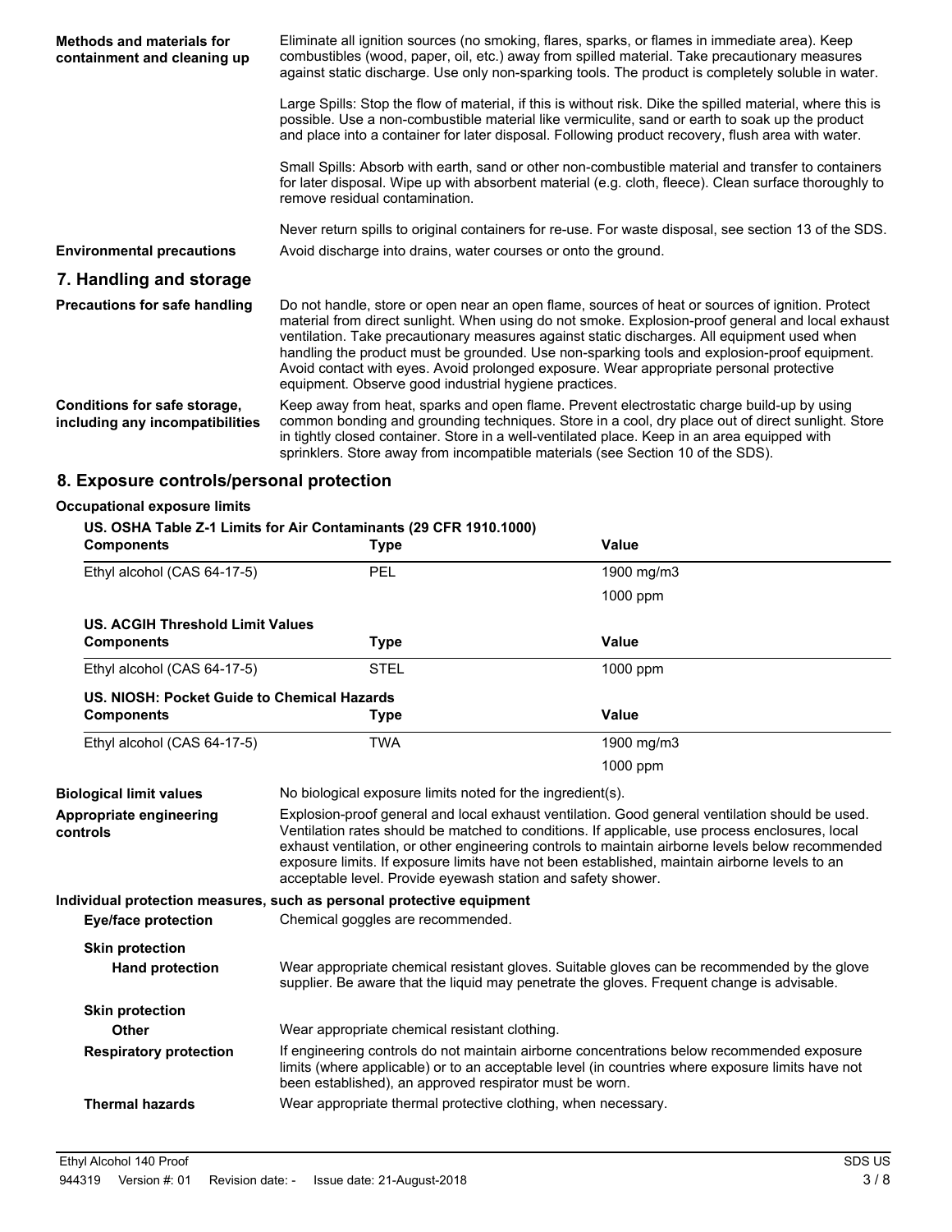**Methods and materials for containment and cleaning up**

Eliminate all ignition sources (no smoking, flares, sparks, or flames in immediate area). Keep combustibles (wood, paper, oil, etc.) away from spilled material. Take precautionary measures against static discharge. Use only non-sparking tools. The product is completely soluble in water.

Large Spills: Stop the flow of material, if this is without risk. Dike the spilled material, where this is possible. Use a non-combustible material like vermiculite, sand or earth to soak up the product and place into a container for later disposal. Following product recovery, flush area with water.

Small Spills: Absorb with earth, sand or other non-combustible material and transfer to containers for later disposal. Wipe up with absorbent material (e.g. cloth, fleece). Clean surface thoroughly to remove residual contamination.

Never return spills to original containers for re-use. For waste disposal, see section 13 of the SDS.

**Environmental precautions**

Avoid discharge into drains, water courses or onto the ground.

## 7. Handling and storage

**Precautions for safe handling**

Do not handle, store or open near an open flame, sources of heat or sources of ignition. Protect material from direct sunlight. When using do not smoke. Explosion-proof general and local exhaust ventilation. Take precautionary measures against static discharges. All equipment used when handling the product must be grounded. Use non-sparking tools and explosion-proof equipment. Avoid contact with eyes. Avoid prolonged exposure. Wear appropriate personal protective equipment. Observe good industrial hygiene practices.

**Conditions for safe storage, including any incompatibilities**

Keep away from heat, sparks and open flame. Prevent electrostatic charge build-up by using common bonding and grounding techniques. Store in a cool, dry place out of direct sunlight. Store in tightly closed container. Store in a well-ventilated place. Keep in an area equipped with sprinklers. Store away from incompatible materials (see Section 10 of the SDS).

## 8. Exposure controls/personal protection

**Occupational exposure limits**

**US. OSHA Table Z-1 Limits for Air Contaminants (29 CFR 1910.1000)**

| Components | Type | Value |
|---|---|---|
| Ethyl alcohol (CAS 64-17-5) | PEL | 1900 mg/m3 |
| | | 1000 ppm |

**US. ACGIH Threshold Limit Values**

| Components | Type | Value |
|---|---|---|
| Ethyl alcohol (CAS 64-17-5) | STEL | 1000 ppm |

**US. NIOSH: Pocket Guide to Chemical Hazards**

| Components | Type | Value |
|---|---|---|
| Ethyl alcohol (CAS 64-17-5) | TWA | 1900 mg/m3 |
| | | 1000 ppm |

**Biological limit values**

No biological exposure limits noted for the ingredient(s).

**Appropriate engineering controls**

Explosion-proof general and local exhaust ventilation. Good general ventilation should be used. Ventilation rates should be matched to conditions. If applicable, use process enclosures, local exhaust ventilation, or other engineering controls to maintain airborne levels below recommended exposure limits. If exposure limits have not been established, maintain airborne levels to an acceptable level. Provide eyewash station and safety shower.

**Individual protection measures, such as personal protective equipment**

**Eye/face protection**

Chemical goggles are recommended.

**Skin protection**

**Hand protection**

Wear appropriate chemical resistant gloves. Suitable gloves can be recommended by the glove supplier. Be aware that the liquid may penetrate the gloves. Frequent change is advisable.

**Skin protection**

**Other**

Wear appropriate chemical resistant clothing.

**Respiratory protection**

If engineering controls do not maintain airborne concentrations below recommended exposure limits (where applicable) or to an acceptable level (in countries where exposure limits have not been established), an approved respirator must be worn.

**Thermal hazards**

Wear appropriate thermal protective clothing, when necessary.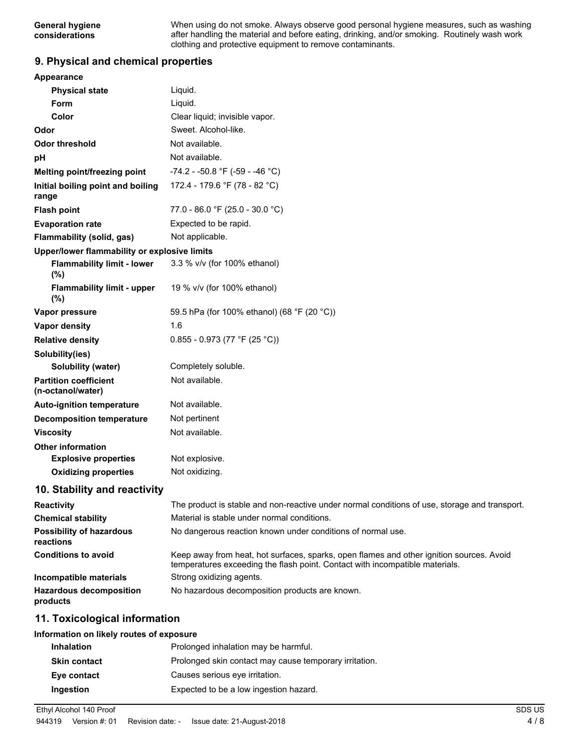| | |
|---|---|
| **General hygiene considerations** | When using do not smoke. Always observe good personal hygiene measures, such as washing after handling the material and before eating, drinking, and/or smoking. Routinely wash work clothing and protective equipment to remove contaminants. |

## 9. Physical and chemical properties

| | |
|---|---|
| **Appearance** | |
| **Physical state** | Liquid. |
| **Form** | Liquid. |
| **Color** | Clear liquid; invisible vapor. |
| **Odor** | Sweet. Alcohol-like. |
| **Odor threshold** | Not available. |
| **pH** | Not available. |
| **Melting point/freezing point** | -74.2 - -50.8 °F (-59 - -46 °C) |
| **Initial boiling point and boiling range** | 172.4 - 179.6 °F (78 - 82 °C) |
| **Flash point** | 77.0 - 86.0 °F (25.0 - 30.0 °C) |
| **Evaporation rate** | Expected to be rapid. |
| **Flammability (solid, gas)** | Not applicable. |
| **Upper/lower flammability or explosive limits** | |
| **Flammability limit - lower (%)** | 3.3 % v/v (for 100% ethanol) |
| **Flammability limit - upper (%)** | 19 % v/v (for 100% ethanol) |
| **Vapor pressure** | 59.5 hPa (for 100% ethanol) (68 °F (20 °C)) |
| **Vapor density** | 1.6 |
| **Relative density** | 0.855 - 0.973 (77 °F (25 °C)) |
| **Solubility(ies)** | |
| **Solubility (water)** | Completely soluble. |
| **Partition coefficient (n-octanol/water)** | Not available. |
| **Auto-ignition temperature** | Not available. |
| **Decomposition temperature** | Not pertinent |
| **Viscosity** | Not available. |
| **Other information** | |
| **Explosive properties** | Not explosive. |
| **Oxidizing properties** | Not oxidizing. |

## 10. Stability and reactivity

| | |
|---|---|
| **Reactivity** | The product is stable and non-reactive under normal conditions of use, storage and transport. |
| **Chemical stability** | Material is stable under normal conditions. |
| **Possibility of hazardous reactions** | No dangerous reaction known under conditions of normal use. |
| **Conditions to avoid** | Keep away from heat, hot surfaces, sparks, open flames and other ignition sources. Avoid temperatures exceeding the flash point. Contact with incompatible materials. |
| **Incompatible materials** | Strong oxidizing agents. |
| **Hazardous decomposition products** | No hazardous decomposition products are known. |

## 11. Toxicological information

**Information on likely routes of exposure**

| | |
|---|---|
| **Inhalation** | Prolonged inhalation may be harmful. |
| **Skin contact** | Prolonged skin contact may cause temporary irritation. |
| **Eye contact** | Causes serious eye irritation. |
| **Ingestion** | Expected to be a low ingestion hazard. |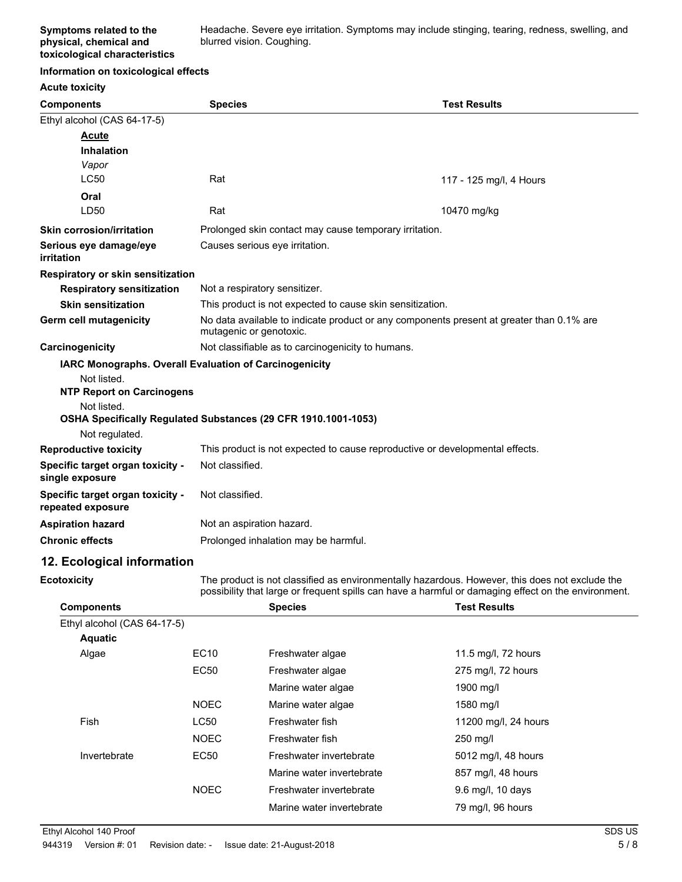**Symptoms related to the physical, chemical and toxicological characteristics**: Headache. Severe eye irritation. Symptoms may include stinging, tearing, redness, swelling, and blurred vision. Coughing.

**Information on toxicological effects**

**Acute toxicity**

| Components | Species | Test Results |
|---|---|---|
| Ethyl alcohol (CAS 64-17-5) | | |
| **Acute** | | |
| **Inhalation** | | |
| *Vapor* | | |
| LC50 | Rat | 117 - 125 mg/l, 4 Hours |
| **Oral** | | |
| LD50 | Rat | 10470 mg/kg |

**Skin corrosion/irritation**: Prolonged skin contact may cause temporary irritation.

**Serious eye damage/eye irritation**: Causes serious eye irritation.

**Respiratory or skin sensitization**

**Respiratory sensitization**: Not a respiratory sensitizer.

**Skin sensitization**: This product is not expected to cause skin sensitization.

**Germ cell mutagenicity**: No data available to indicate product or any components present at greater than 0.1% are mutagenic or genotoxic.

**Carcinogenicity**: Not classifiable as to carcinogenicity to humans.

**IARC Monographs. Overall Evaluation of Carcinogenicity**

Not listed.

**NTP Report on Carcinogens**

Not listed.

**OSHA Specifically Regulated Substances (29 CFR 1910.1001-1053)**

Not regulated.

**Reproductive toxicity**: This product is not expected to cause reproductive or developmental effects.

**Specific target organ toxicity - single exposure**: Not classified.

**Specific target organ toxicity - repeated exposure**: Not classified.

**Aspiration hazard**: Not an aspiration hazard.

**Chronic effects**: Prolonged inhalation may be harmful.

## 12. Ecological information

**Ecotoxicity**: The product is not classified as environmentally hazardous. However, this does not exclude the possibility that large or frequent spills can have a harmful or damaging effect on the environment.

| Components | | Species | Test Results |
|---|---|---|---|
| Ethyl alcohol (CAS 64-17-5) | | | |
| **Aquatic** | | | |
| Algae | EC10 | Freshwater algae | 11.5 mg/l, 72 hours |
| | EC50 | Freshwater algae | 275 mg/l, 72 hours |
| | | Marine water algae | 1900 mg/l |
| | NOEC | Marine water algae | 1580 mg/l |
| Fish | LC50 | Freshwater fish | 11200 mg/l, 24 hours |
| | NOEC | Freshwater fish | 250 mg/l |
| Invertebrate | EC50 | Freshwater invertebrate | 5012 mg/l, 48 hours |
| | | Marine water invertebrate | 857 mg/l, 48 hours |
| | NOEC | Freshwater invertebrate | 9.6 mg/l, 10 days |
| | | Marine water invertebrate | 79 mg/l, 96 hours |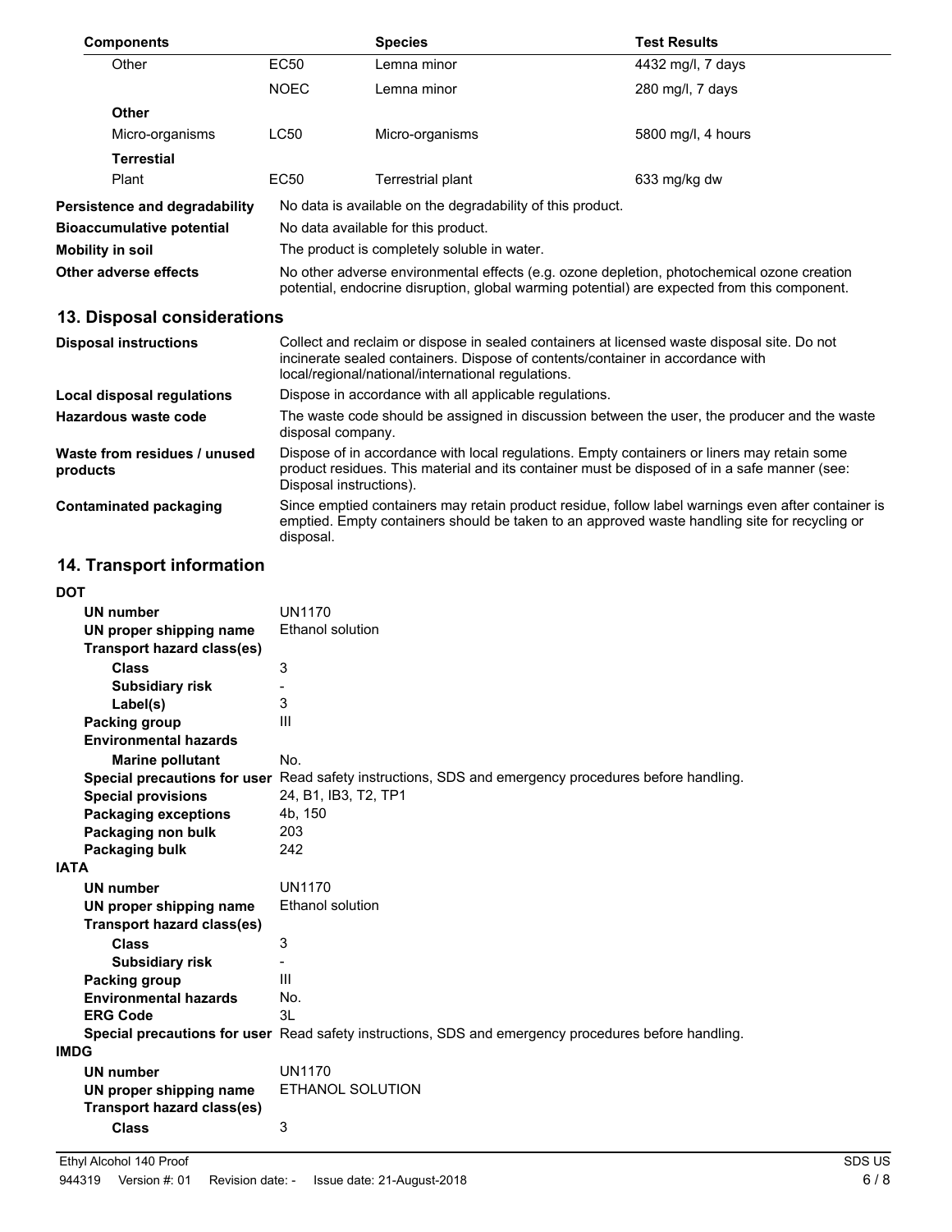| Components | | Species | Test Results |
|---|---|---|---|
| Other | EC50 | Lemna minor | 4432 mg/l, 7 days |
| | NOEC | Lemna minor | 280 mg/l, 7 days |
| **Other** | | | |
| Micro-organisms | LC50 | Micro-organisms | 5800 mg/l, 4 hours |
| **Terrestial** | | | |
| Plant | EC50 | Terrestrial plant | 633 mg/kg dw |

**Persistence and degradability** No data is available on the degradability of this product.

**Bioaccumulative potential** No data available for this product.

**Mobility in soil** The product is completely soluble in water.

**Other adverse effects** No other adverse environmental effects (e.g. ozone depletion, photochemical ozone creation potential, endocrine disruption, global warming potential) are expected from this component.

## 13. Disposal considerations

**Disposal instructions** Collect and reclaim or dispose in sealed containers at licensed waste disposal site. Do not incinerate sealed containers. Dispose of contents/container in accordance with local/regional/national/international regulations.

**Local disposal regulations** Dispose in accordance with all applicable regulations.

**Hazardous waste code** The waste code should be assigned in discussion between the user, the producer and the waste disposal company.

**Waste from residues / unused products** Dispose of in accordance with local regulations. Empty containers or liners may retain some product residues. This material and its container must be disposed of in a safe manner (see: Disposal instructions).

**Contaminated packaging** Since emptied containers may retain product residue, follow label warnings even after container is emptied. Empty containers should be taken to an approved waste handling site for recycling or disposal.

## 14. Transport information

**DOT**

- **UN number** UN1170
- **UN proper shipping name** Ethanol solution
- **Transport hazard class(es)**
  - **Class** 3
  - **Subsidiary risk** -
  - **Label(s)** 3
- **Packing group** III
- **Environmental hazards**
  - **Marine pollutant** No.
- **Special precautions for user** Read safety instructions, SDS and emergency procedures before handling.
- **Special provisions** 24, B1, IB3, T2, TP1
- **Packaging exceptions** 4b, 150
- **Packaging non bulk** 203
- **Packaging bulk** 242

**IATA**

- **UN number** UN1170
- **UN proper shipping name** Ethanol solution
- **Transport hazard class(es)**
  - **Class** 3
  - **Subsidiary risk** -
- **Packing group** III
- **Environmental hazards** No.
- **ERG Code** 3L
- **Special precautions for user** Read safety instructions, SDS and emergency procedures before handling.

**IMDG**

- **UN number** UN1170
- **UN proper shipping name** ETHANOL SOLUTION
- **Transport hazard class(es)**
  - **Class** 3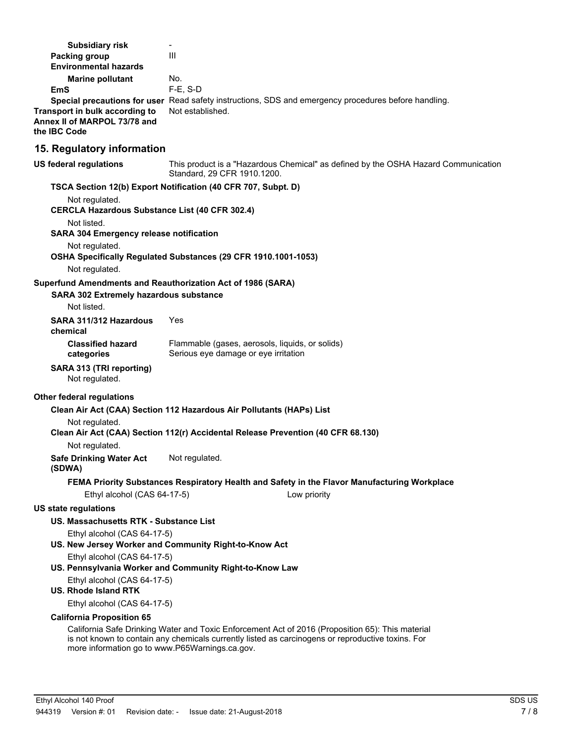| | |
|---|---|
| **Subsidiary risk** | - |
| **Packing group** | III |
| **Environmental hazards** | |
| **Marine pollutant** | No. |
| **EmS** | F-E, S-D |
| **Special precautions for user** | Read safety instructions, SDS and emergency procedures before handling. |
| **Transport in bulk according to Annex II of MARPOL 73/78 and the IBC Code** | Not established. |

## 15. Regulatory information

**US federal regulations** This product is a "Hazardous Chemical" as defined by the OSHA Hazard Communication Standard, 29 CFR 1910.1200.

**TSCA Section 12(b) Export Notification (40 CFR 707, Subpt. D)**

Not regulated.

**CERCLA Hazardous Substance List (40 CFR 302.4)**

Not listed.

**SARA 304 Emergency release notification**

Not regulated.

**OSHA Specifically Regulated Substances (29 CFR 1910.1001-1053)**

Not regulated.

**Superfund Amendments and Reauthorization Act of 1986 (SARA)**

**SARA 302 Extremely hazardous substance**

Not listed.

**SARA 311/312 Hazardous chemical** Yes

**Classified hazard categories** Flammable (gases, aerosols, liquids, or solids)
Serious eye damage or eye irritation

**SARA 313 (TRI reporting)**

Not regulated.

**Other federal regulations**

**Clean Air Act (CAA) Section 112 Hazardous Air Pollutants (HAPs) List**

Not regulated.

**Clean Air Act (CAA) Section 112(r) Accidental Release Prevention (40 CFR 68.130)**

Not regulated.

**Safe Drinking Water Act (SDWA)** Not regulated.

**FEMA Priority Substances Respiratory Health and Safety in the Flavor Manufacturing Workplace**

Ethyl alcohol (CAS 64-17-5) Low priority

**US state regulations**

**US. Massachusetts RTK - Substance List**

Ethyl alcohol (CAS 64-17-5)

**US. New Jersey Worker and Community Right-to-Know Act**

Ethyl alcohol (CAS 64-17-5)

**US. Pennsylvania Worker and Community Right-to-Know Law**

Ethyl alcohol (CAS 64-17-5)

**US. Rhode Island RTK**

Ethyl alcohol (CAS 64-17-5)

**California Proposition 65**

California Safe Drinking Water and Toxic Enforcement Act of 2016 (Proposition 65): This material is not known to contain any chemicals currently listed as carcinogens or reproductive toxins. For more information go to www.P65Warnings.ca.gov.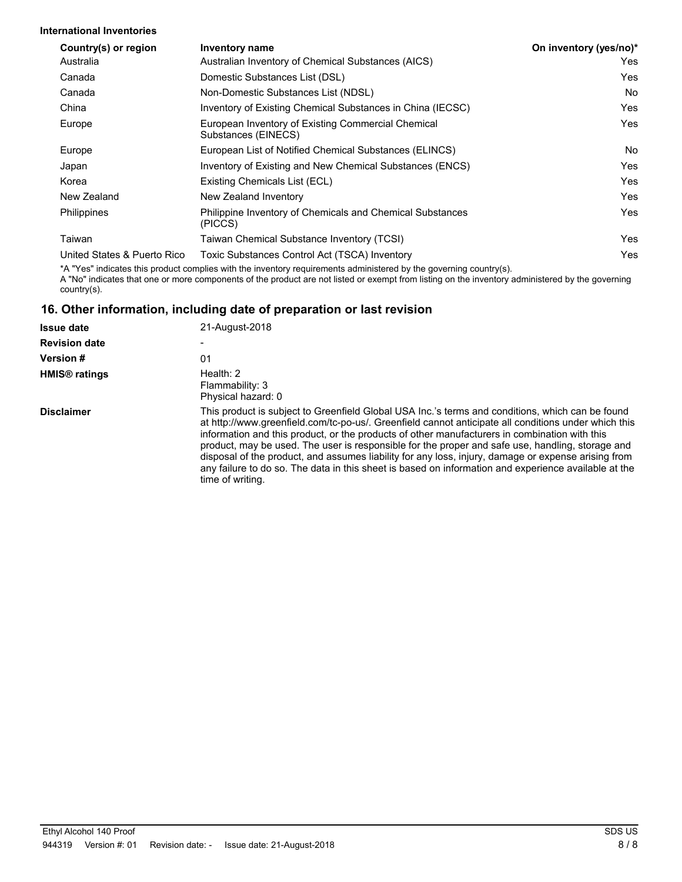**International Inventories**

| Country(s) or region | Inventory name | On inventory (yes/no)* |
| --- | --- | --- |
| Australia | Australian Inventory of Chemical Substances (AICS) | Yes |
| Canada | Domestic Substances List (DSL) | Yes |
| Canada | Non-Domestic Substances List (NDSL) | No |
| China | Inventory of Existing Chemical Substances in China (IECSC) | Yes |
| Europe | European Inventory of Existing Commercial Chemical Substances (EINECS) | Yes |
| Europe | European List of Notified Chemical Substances (ELINCS) | No |
| Japan | Inventory of Existing and New Chemical Substances (ENCS) | Yes |
| Korea | Existing Chemicals List (ECL) | Yes |
| New Zealand | New Zealand Inventory | Yes |
| Philippines | Philippine Inventory of Chemicals and Chemical Substances (PICCS) | Yes |
| Taiwan | Taiwan Chemical Substance Inventory (TCSI) | Yes |
| United States & Puerto Rico | Toxic Substances Control Act (TSCA) Inventory | Yes |

*A "Yes" indicates this product complies with the inventory requirements administered by the governing country(s).
A "No" indicates that one or more components of the product are not listed or exempt from listing on the inventory administered by the governing country(s).

## 16. Other information, including date of preparation or last revision

**Issue date** 21-August-2018

**Revision date** -

**Version #** 01

**HMIS® ratings**
Health: 2
Flammability: 3
Physical hazard: 0

**Disclaimer** This product is subject to Greenfield Global USA Inc.'s terms and conditions, which can be found at http://www.greenfield.com/tc-po-us/. Greenfield cannot anticipate all conditions under which this information and this product, or the products of other manufacturers in combination with this product, may be used. The user is responsible for the proper and safe use, handling, storage and disposal of the product, and assumes liability for any loss, injury, damage or expense arising from any failure to do so. The data in this sheet is based on information and experience available at the time of writing.